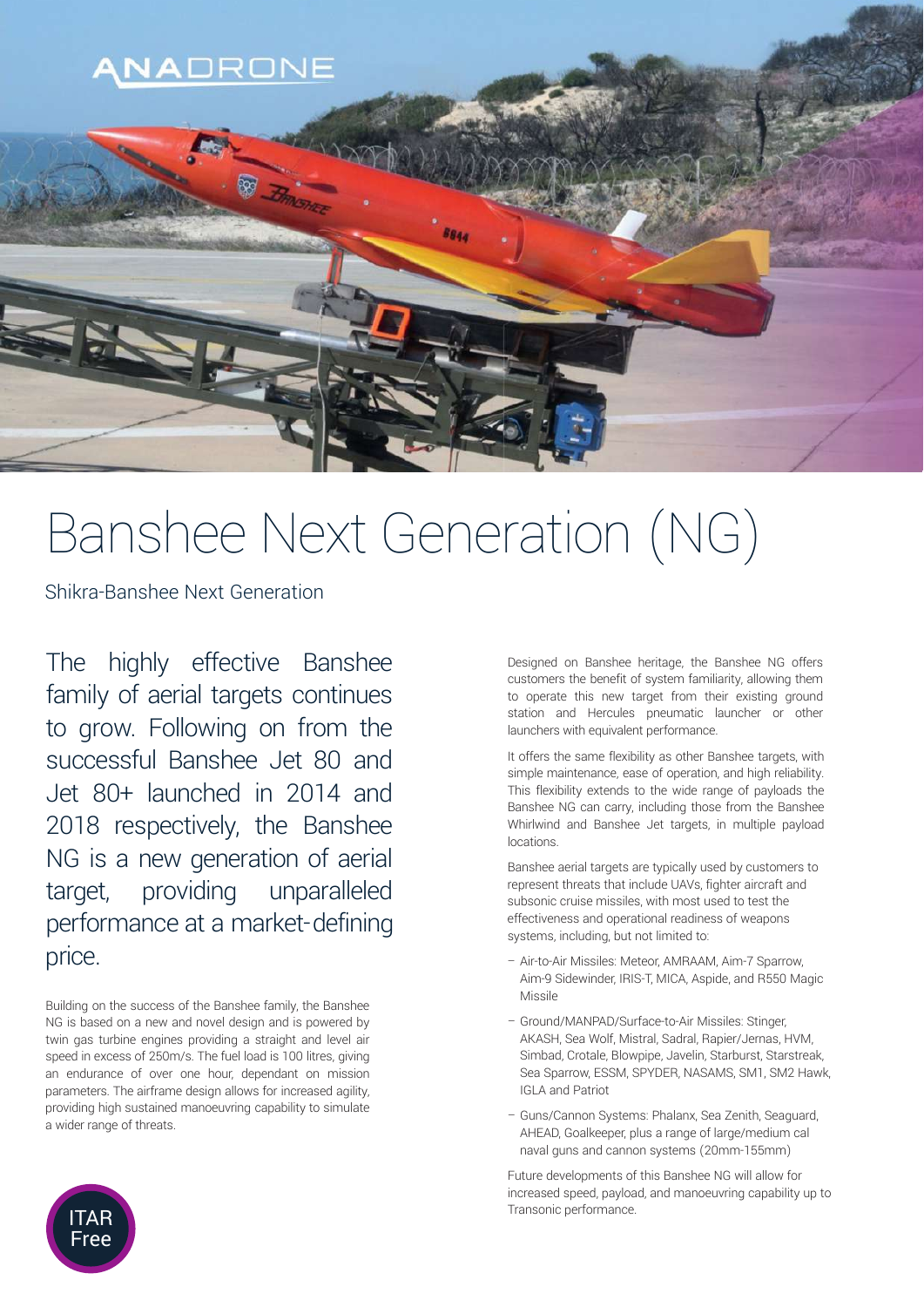ANADRONE

# Banshee Next Generation (NG)

Shikra-Banshee Next Generation

The highly effective Banshee family of aerial targets continues to grow. Following on from the successful Banshee Jet 80 and Jet 80+ launched in 2014 and 2018 respectively, the Banshee NG is a new generation of aerial target, providing unparalleled performance at a market-defining price.

Building on the success of the Banshee family, the Banshee NG is based on a new and novel design and is powered by twin gas turbine engines providing a straight and level air speed in excess of 250m/s. The fuel load is 100 litres, giving an endurance of over one hour, dependant on mission parameters. The airframe design allows for increased agility, providing high sustained manoeuvring capability to simulate a wider range of threats.

ITAR Free

Designed on Banshee heritage, the Banshee NG offers customers the benefit of system familiarity, allowing them to operate this new target from their existing ground station and Hercules pneumatic launcher or other launchers with equivalent performance.

It offers the same flexibility as other Banshee targets, with simple maintenance, ease of operation, and high reliability. This flexibility extends to the wide range of payloads the Banshee NG can carry, including those from the Banshee Whirlwind and Banshee Jet targets, in multiple payload locations.

Banshee aerial targets are typically used by customers to represent threats that include UAVs, fighter aircraft and subsonic cruise missiles, with most used to test the effectiveness and operational readiness of weapons systems, including, but not limited to:

- Air-to-Air Missiles: Meteor, AMRAAM, Aim-7 Sparrow, Aim-9 Sidewinder, IRIS-T, MICA, Aspide, and R550 Magic Missile
- Ground/MANPAD/Surface-to-Air Missiles: Stinger, AKASH, Sea Wolf, Mistral, Sadral, Rapier/Jernas, HVM, Simbad, Crotale, Blowpipe, Javelin, Starburst, Starstreak, Sea Sparrow, ESSM, SPYDER, NASAMS, SM1, SM2 Hawk, IGLA and Patriot
- Guns/Cannon Systems: Phalanx, Sea Zenith, Seaguard, AHEAD, Goalkeeper, plus a range of large/medium cal naval guns and cannon systems (20mm-155mm)

Future developments of this Banshee NG will allow for increased speed, payload, and manoeuvring capability up to Transonic performance.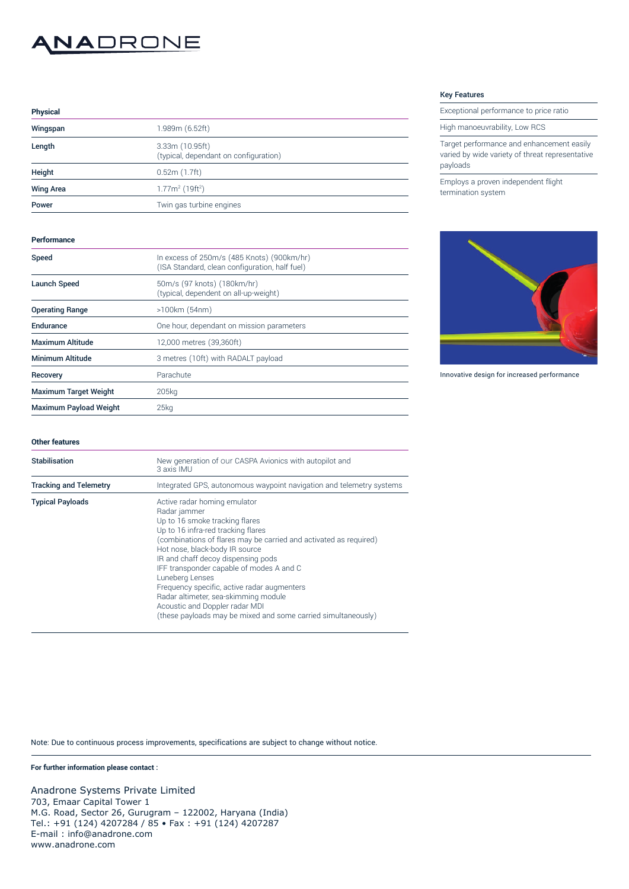# ANADRONE

### Physical

| | |
|---|---|
| **Wingspan** | 1.989m (6.52ft) |
| **Length** | 3.33m (10.95ft)<br>(typical, dependant on configuration) |
| **Height** | 0.52m (1.7ft) |
| **Wing Area** | 1.77m² (19ft²) |
| **Power** | Twin gas turbine engines |

### Performance

| | |
|---|---|
| **Speed** | In excess of 250m/s (485 Knots) (900km/hr)<br>(ISA Standard, clean configuration, half fuel) |
| **Launch Speed** | 50m/s (97 knots) (180km/hr)<br>(typical, dependent on all-up-weight) |
| **Operating Range** | >100km (54nm) |
| **Endurance** | One hour, dependant on mission parameters |
| **Maximum Altitude** | 12,000 metres (39,360ft) |
| **Minimum Altitude** | 3 metres (10ft) with RADALT payload |
| **Recovery** | Parachute |
| **Maximum Target Weight** | 205kg |
| **Maximum Payload Weight** | 25kg |

### Other features

| | |
|---|---|
| **Stabilisation** | New generation of our CASPA Avionics with autopilot and 3 axis IMU |
| **Tracking and Telemetry** | Integrated GPS, autonomous waypoint navigation and telemetry systems |
| **Typical Payloads** | Active radar homing emulator<br>Radar jammer<br>Up to 16 smoke tracking flares<br>Up to 16 infra-red tracking flares<br>(combinations of flares may be carried and activated as required)<br>Hot nose, black-body IR source<br>IR and chaff decoy dispensing pods<br>IFF transponder capable of modes A and C<br>Luneberg Lenses<br>Frequency specific, active radar augmenters<br>Radar altimeter, sea-skimming module<br>Acoustic and Doppler radar MDI<br>(these payloads may be mixed and some carried simultaneously) |

### Key Features

- Exceptional performance to price ratio
- High manoeuvrability, Low RCS
- Target performance and enhancement easily varied by wide variety of threat representative payloads
- Employs a proven independent flight termination system

Innovative design for increased performance

Note: Due to continuous process improvements, specifications are subject to change without notice.

**For further information please contact** :

Anadrone Systems Private Limited
703, Emaar Capital Tower 1
M.G. Road, Sector 26, Gurugram – 122002, Haryana (India)
Tel.: +91 (124) 4207284 / 85 • Fax : +91 (124) 4207287
E-mail : info@anadrone.com
www.anadrone.com